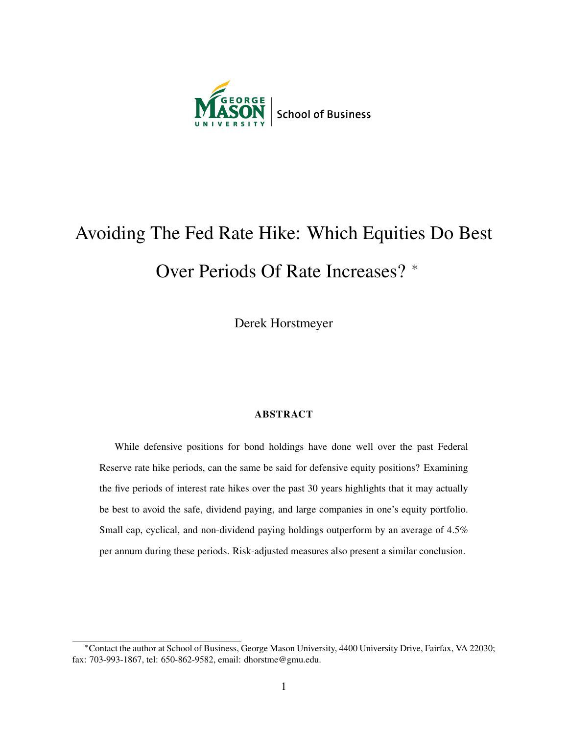George Mason University | School of Business

# Avoiding The Fed Rate Hike: Which Equities Do Best Over Periods Of Rate Increases? *

Derek Horstmeyer

## ABSTRACT

While defensive positions for bond holdings have done well over the past Federal Reserve rate hike periods, can the same be said for defensive equity positions? Examining the five periods of interest rate hikes over the past 30 years highlights that it may actually be best to avoid the safe, dividend paying, and large companies in one's equity portfolio. Small cap, cyclical, and non-dividend paying holdings outperform by an average of 4.5% per annum during these periods. Risk-adjusted measures also present a similar conclusion.

---

*Contact the author at School of Business, George Mason University, 4400 University Drive, Fairfax, VA 22030; fax: 703-993-1867, tel: 650-862-9582, email: dhorstme@gmu.edu.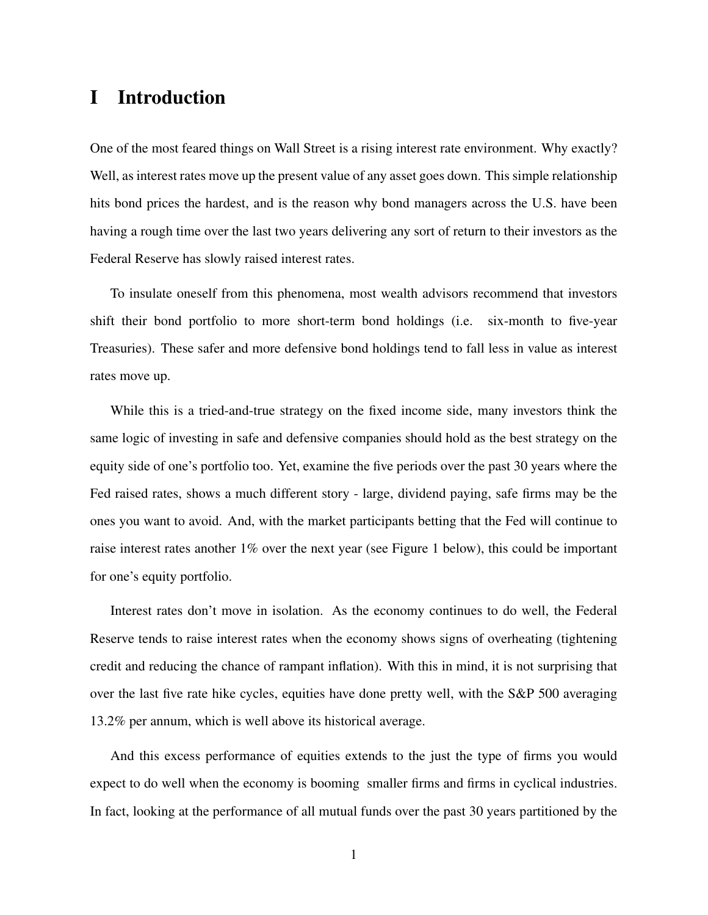# I Introduction

One of the most feared things on Wall Street is a rising interest rate environment. Why exactly? Well, as interest rates move up the present value of any asset goes down. This simple relationship hits bond prices the hardest, and is the reason why bond managers across the U.S. have been having a rough time over the last two years delivering any sort of return to their investors as the Federal Reserve has slowly raised interest rates.

To insulate oneself from this phenomena, most wealth advisors recommend that investors shift their bond portfolio to more short-term bond holdings (i.e. six-month to five-year Treasuries). These safer and more defensive bond holdings tend to fall less in value as interest rates move up.

While this is a tried-and-true strategy on the fixed income side, many investors think the same logic of investing in safe and defensive companies should hold as the best strategy on the equity side of one's portfolio too. Yet, examine the five periods over the past 30 years where the Fed raised rates, shows a much different story - large, dividend paying, safe firms may be the ones you want to avoid. And, with the market participants betting that the Fed will continue to raise interest rates another 1% over the next year (see Figure 1 below), this could be important for one's equity portfolio.

Interest rates don't move in isolation. As the economy continues to do well, the Federal Reserve tends to raise interest rates when the economy shows signs of overheating (tightening credit and reducing the chance of rampant inflation). With this in mind, it is not surprising that over the last five rate hike cycles, equities have done pretty well, with the S&P 500 averaging 13.2% per annum, which is well above its historical average.

And this excess performance of equities extends to the just the type of firms you would expect to do well when the economy is booming smaller firms and firms in cyclical industries. In fact, looking at the performance of all mutual funds over the past 30 years partitioned by the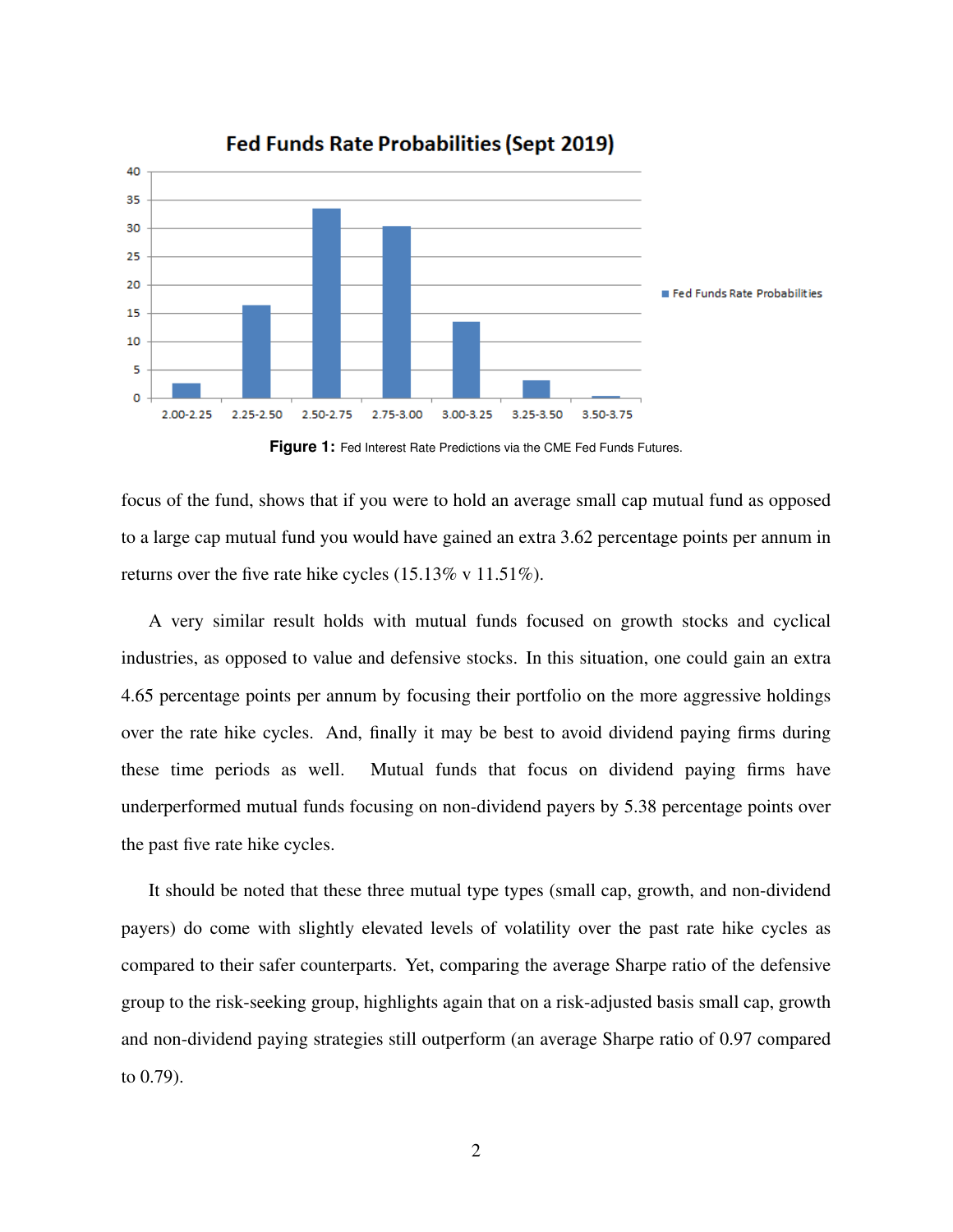Figure 1: Fed Interest Rate Predictions via the CME Fed Funds Futures.

focus of the fund, shows that if you were to hold an average small cap mutual fund as opposed to a large cap mutual fund you would have gained an extra 3.62 percentage points per annum in returns over the five rate hike cycles (15.13% v 11.51%).

A very similar result holds with mutual funds focused on growth stocks and cyclical industries, as opposed to value and defensive stocks. In this situation, one could gain an extra 4.65 percentage points per annum by focusing their portfolio on the more aggressive holdings over the rate hike cycles. And, finally it may be best to avoid dividend paying firms during these time periods as well. Mutual funds that focus on dividend paying firms have underperformed mutual funds focusing on non-dividend payers by 5.38 percentage points over the past five rate hike cycles.

It should be noted that these three mutual type types (small cap, growth, and non-dividend payers) do come with slightly elevated levels of volatility over the past rate hike cycles as compared to their safer counterparts. Yet, comparing the average Sharpe ratio of the defensive group to the risk-seeking group, highlights again that on a risk-adjusted basis small cap, growth and non-dividend paying strategies still outperform (an average Sharpe ratio of 0.97 compared to 0.79).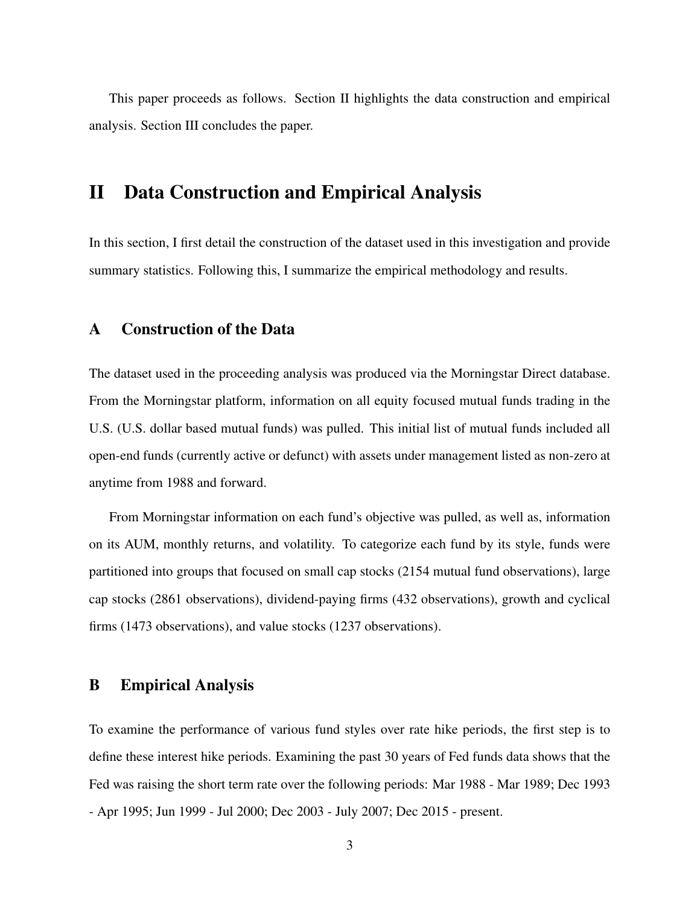This paper proceeds as follows. Section II highlights the data construction and empirical analysis. Section III concludes the paper.

# II Data Construction and Empirical Analysis

In this section, I first detail the construction of the dataset used in this investigation and provide summary statistics. Following this, I summarize the empirical methodology and results.

## A Construction of the Data

The dataset used in the proceeding analysis was produced via the Morningstar Direct database. From the Morningstar platform, information on all equity focused mutual funds trading in the U.S. (U.S. dollar based mutual funds) was pulled. This initial list of mutual funds included all open-end funds (currently active or defunct) with assets under management listed as non-zero at anytime from 1988 and forward.

From Morningstar information on each fund's objective was pulled, as well as, information on its AUM, monthly returns, and volatility. To categorize each fund by its style, funds were partitioned into groups that focused on small cap stocks (2154 mutual fund observations), large cap stocks (2861 observations), dividend-paying firms (432 observations), growth and cyclical firms (1473 observations), and value stocks (1237 observations).

## B Empirical Analysis

To examine the performance of various fund styles over rate hike periods, the first step is to define these interest hike periods. Examining the past 30 years of Fed funds data shows that the Fed was raising the short term rate over the following periods: Mar 1988 - Mar 1989; Dec 1993 - Apr 1995; Jun 1999 - Jul 2000; Dec 2003 - July 2007; Dec 2015 - present.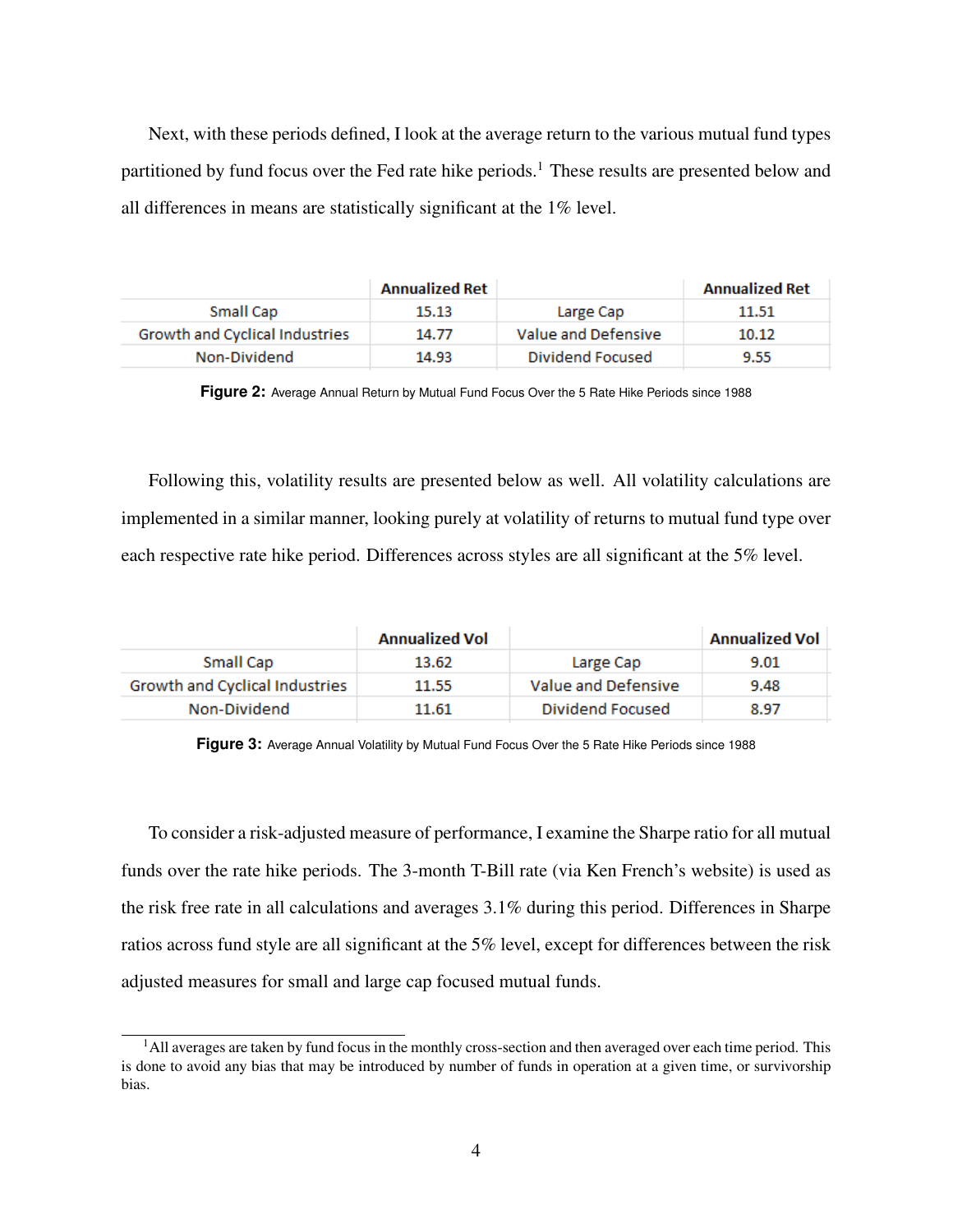Next, with these periods defined, I look at the average return to the various mutual fund types partitioned by fund focus over the Fed rate hike periods.[1] These results are presented below and all differences in means are statistically significant at the 1% level.

| | Annualized Ret | | Annualized Ret |
|---|---|---|---|
| Small Cap | 15.13 | Large Cap | 11.51 |
| Growth and Cyclical Industries | 14.77 | Value and Defensive | 10.12 |
| Non-Dividend | 14.93 | Dividend Focused | 9.55 |

**Figure 2:** Average Annual Return by Mutual Fund Focus Over the 5 Rate Hike Periods since 1988

Following this, volatility results are presented below as well. All volatility calculations are implemented in a similar manner, looking purely at volatility of returns to mutual fund type over each respective rate hike period. Differences across styles are all significant at the 5% level.

| | Annualized Vol | | Annualized Vol |
|---|---|---|---|
| Small Cap | 13.62 | Large Cap | 9.01 |
| Growth and Cyclical Industries | 11.55 | Value and Defensive | 9.48 |
| Non-Dividend | 11.61 | Dividend Focused | 8.97 |

**Figure 3:** Average Annual Volatility by Mutual Fund Focus Over the 5 Rate Hike Periods since 1988

To consider a risk-adjusted measure of performance, I examine the Sharpe ratio for all mutual funds over the rate hike periods. The 3-month T-Bill rate (via Ken French's website) is used as the risk free rate in all calculations and averages 3.1% during this period. Differences in Sharpe ratios across fund style are all significant at the 5% level, except for differences between the risk adjusted measures for small and large cap focused mutual funds.

[1] All averages are taken by fund focus in the monthly cross-section and then averaged over each time period. This is done to avoid any bias that may be introduced by number of funds in operation at a given time, or survivorship bias.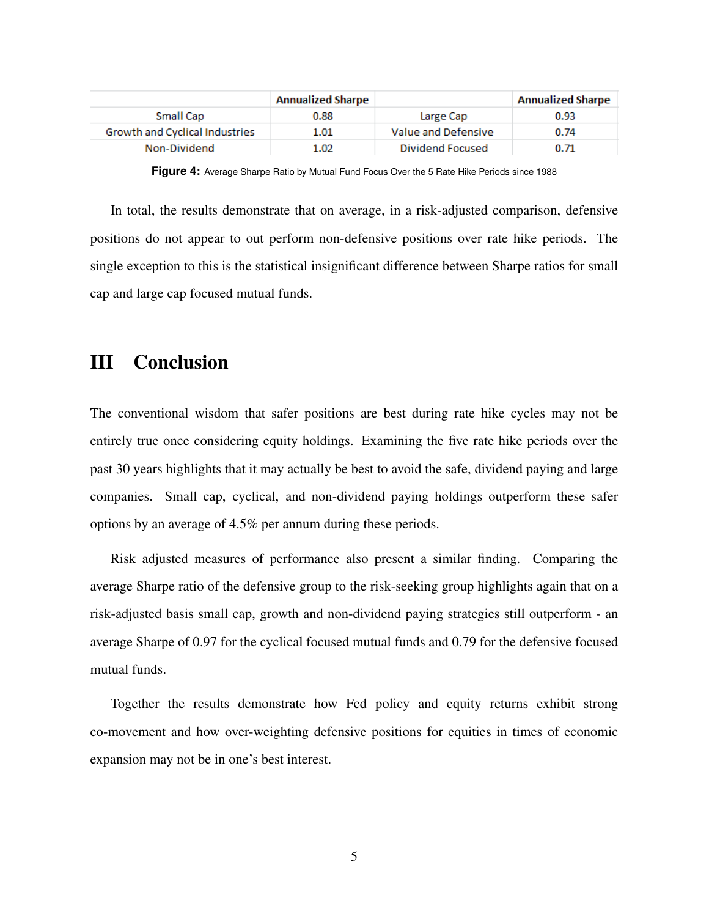| | Annualized Sharpe | | Annualized Sharpe |
|---|---|---|---|
| Small Cap | 0.88 | Large Cap | 0.93 |
| Growth and Cyclical Industries | 1.01 | Value and Defensive | 0.74 |
| Non-Dividend | 1.02 | Dividend Focused | 0.71 |

**Figure 4:** Average Sharpe Ratio by Mutual Fund Focus Over the 5 Rate Hike Periods since 1988

In total, the results demonstrate that on average, in a risk-adjusted comparison, defensive positions do not appear to out perform non-defensive positions over rate hike periods. The single exception to this is the statistical insignificant difference between Sharpe ratios for small cap and large cap focused mutual funds.

# III Conclusion

The conventional wisdom that safer positions are best during rate hike cycles may not be entirely true once considering equity holdings. Examining the five rate hike periods over the past 30 years highlights that it may actually be best to avoid the safe, dividend paying and large companies. Small cap, cyclical, and non-dividend paying holdings outperform these safer options by an average of 4.5% per annum during these periods.

Risk adjusted measures of performance also present a similar finding. Comparing the average Sharpe ratio of the defensive group to the risk-seeking group highlights again that on a risk-adjusted basis small cap, growth and non-dividend paying strategies still outperform - an average Sharpe of 0.97 for the cyclical focused mutual funds and 0.79 for the defensive focused mutual funds.

Together the results demonstrate how Fed policy and equity returns exhibit strong co-movement and how over-weighting defensive positions for equities in times of economic expansion may not be in one's best interest.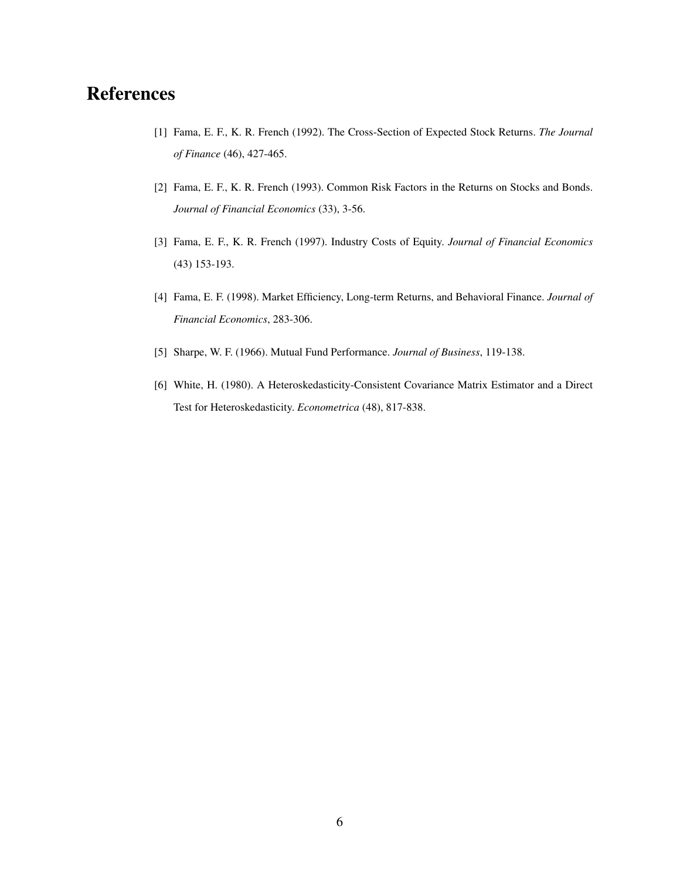# References

[1] Fama, E. F., K. R. French (1992). The Cross-Section of Expected Stock Returns. *The Journal of Finance* (46), 427-465.

[2] Fama, E. F., K. R. French (1993). Common Risk Factors in the Returns on Stocks and Bonds. *Journal of Financial Economics* (33), 3-56.

[3] Fama, E. F., K. R. French (1997). Industry Costs of Equity. *Journal of Financial Economics* (43) 153-193.

[4] Fama, E. F. (1998). Market Efficiency, Long-term Returns, and Behavioral Finance. *Journal of Financial Economics*, 283-306.

[5] Sharpe, W. F. (1966). Mutual Fund Performance. *Journal of Business*, 119-138.

[6] White, H. (1980). A Heteroskedasticity-Consistent Covariance Matrix Estimator and a Direct Test for Heteroskedasticity. *Econometrica* (48), 817-838.